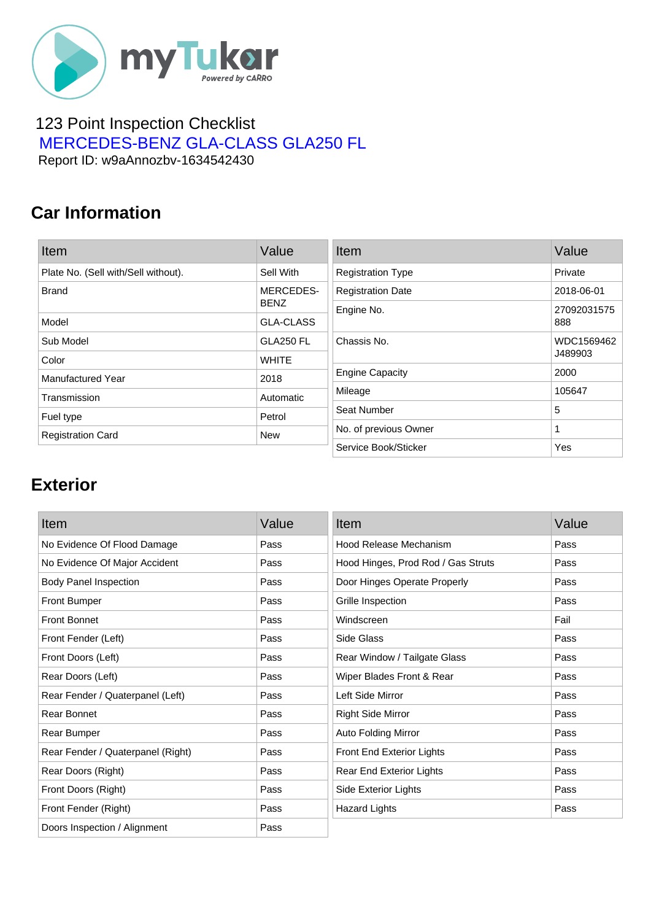myTukar Powered by CARRO

123 Point Inspection Checklist

MERCEDES-BENZ GLA-CLASS GLA250 FL

Report ID: w9aAnnozbv-1634542430

## Car Information

| Item | Value |
|---|---|
| Plate No. (Sell with/Sell without). | Sell With |
| Brand | MERCEDES-BENZ |
| Model | GLA-CLASS |
| Sub Model | GLA250 FL |
| Color | WHITE |
| Manufactured Year | 2018 |
| Transmission | Automatic |
| Fuel type | Petrol |
| Registration Card | New |

| Item | Value |
|---|---|
| Registration Type | Private |
| Registration Date | 2018-06-01 |
| Engine No. | 27092031575888 |
| Chassis No. | WDC1569462J489903 |
| Engine Capacity | 2000 |
| Mileage | 105647 |
| Seat Number | 5 |
| No. of previous Owner | 1 |
| Service Book/Sticker | Yes |

## Exterior

| Item | Value |
|---|---|
| No Evidence Of Flood Damage | Pass |
| No Evidence Of Major Accident | Pass |
| Body Panel Inspection | Pass |
| Front Bumper | Pass |
| Front Bonnet | Pass |
| Front Fender (Left) | Pass |
| Front Doors (Left) | Pass |
| Rear Doors (Left) | Pass |
| Rear Fender / Quaterpanel (Left) | Pass |
| Rear Bonnet | Pass |
| Rear Bumper | Pass |
| Rear Fender / Quaterpanel (Right) | Pass |
| Rear Doors (Right) | Pass |
| Front Doors (Right) | Pass |
| Front Fender (Right) | Pass |
| Doors Inspection / Alignment | Pass |

| Item | Value |
|---|---|
| Hood Release Mechanism | Pass |
| Hood Hinges, Prod Rod / Gas Struts | Pass |
| Door Hinges Operate Properly | Pass |
| Grille Inspection | Pass |
| Windscreen | Fail |
| Side Glass | Pass |
| Rear Window / Tailgate Glass | Pass |
| Wiper Blades Front & Rear | Pass |
| Left Side Mirror | Pass |
| Right Side Mirror | Pass |
| Auto Folding Mirror | Pass |
| Front End Exterior Lights | Pass |
| Rear End Exterior Lights | Pass |
| Side Exterior Lights | Pass |
| Hazard Lights | Pass |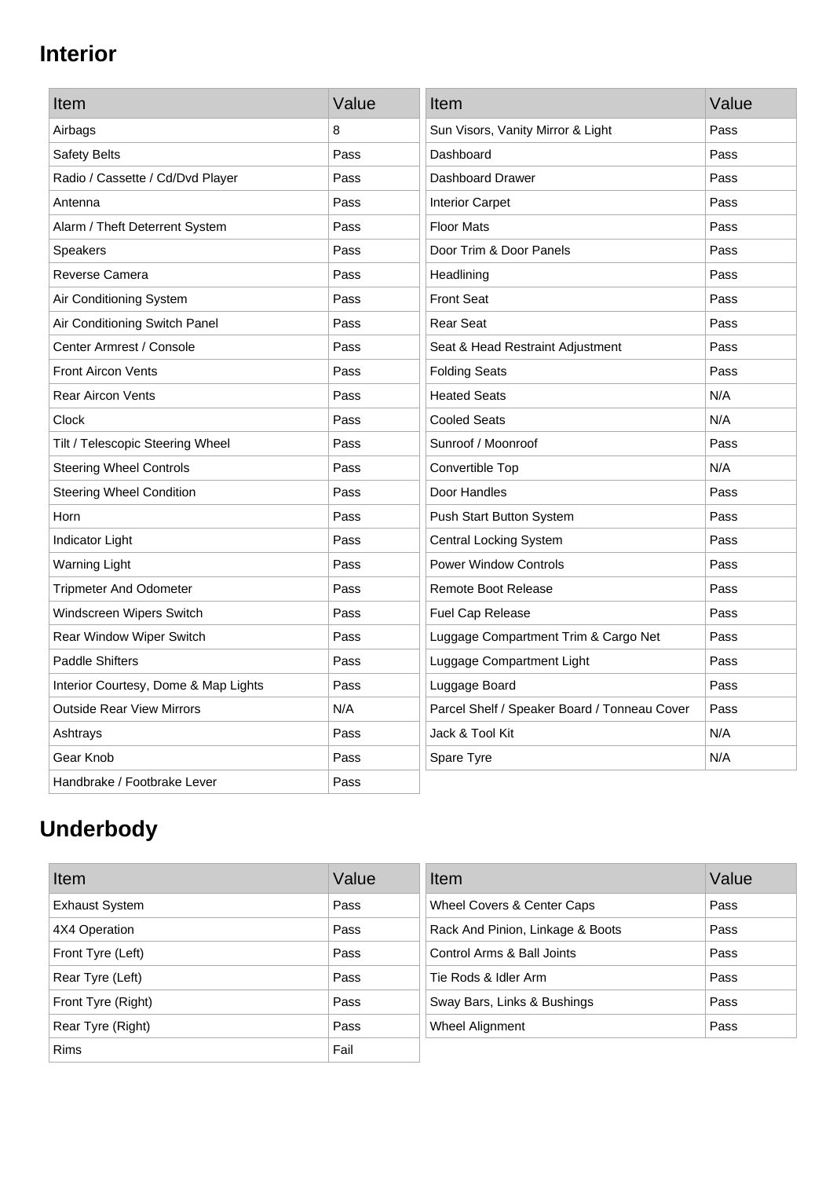## Interior

| Item | Value |
| --- | --- |
| Airbags | 8 |
| Safety Belts | Pass |
| Radio / Cassette / Cd/Dvd Player | Pass |
| Antenna | Pass |
| Alarm / Theft Deterrent System | Pass |
| Speakers | Pass |
| Reverse Camera | Pass |
| Air Conditioning System | Pass |
| Air Conditioning Switch Panel | Pass |
| Center Armrest / Console | Pass |
| Front Aircon Vents | Pass |
| Rear Aircon Vents | Pass |
| Clock | Pass |
| Tilt / Telescopic Steering Wheel | Pass |
| Steering Wheel Controls | Pass |
| Steering Wheel Condition | Pass |
| Horn | Pass |
| Indicator Light | Pass |
| Warning Light | Pass |
| Tripmeter And Odometer | Pass |
| Windscreen Wipers Switch | Pass |
| Rear Window Wiper Switch | Pass |
| Paddle Shifters | Pass |
| Interior Courtesy, Dome & Map Lights | Pass |
| Outside Rear View Mirrors | N/A |
| Ashtrays | Pass |
| Gear Knob | Pass |
| Handbrake / Footbrake Lever | Pass |

| Item | Value |
| --- | --- |
| Sun Visors, Vanity Mirror & Light | Pass |
| Dashboard | Pass |
| Dashboard Drawer | Pass |
| Interior Carpet | Pass |
| Floor Mats | Pass |
| Door Trim & Door Panels | Pass |
| Headlining | Pass |
| Front Seat | Pass |
| Rear Seat | Pass |
| Seat & Head Restraint Adjustment | Pass |
| Folding Seats | Pass |
| Heated Seats | N/A |
| Cooled Seats | N/A |
| Sunroof / Moonroof | Pass |
| Convertible Top | N/A |
| Door Handles | Pass |
| Push Start Button System | Pass |
| Central Locking System | Pass |
| Power Window Controls | Pass |
| Remote Boot Release | Pass |
| Fuel Cap Release | Pass |
| Luggage Compartment Trim & Cargo Net | Pass |
| Luggage Compartment Light | Pass |
| Luggage Board | Pass |
| Parcel Shelf / Speaker Board / Tonneau Cover | Pass |
| Jack & Tool Kit | N/A |
| Spare Tyre | N/A |

## Underbody

| Item | Value |
| --- | --- |
| Exhaust System | Pass |
| 4X4 Operation | Pass |
| Front Tyre (Left) | Pass |
| Rear Tyre (Left) | Pass |
| Front Tyre (Right) | Pass |
| Rear Tyre (Right) | Pass |
| Rims | Fail |

| Item | Value |
| --- | --- |
| Wheel Covers & Center Caps | Pass |
| Rack And Pinion, Linkage & Boots | Pass |
| Control Arms & Ball Joints | Pass |
| Tie Rods & Idler Arm | Pass |
| Sway Bars, Links & Bushings | Pass |
| Wheel Alignment | Pass |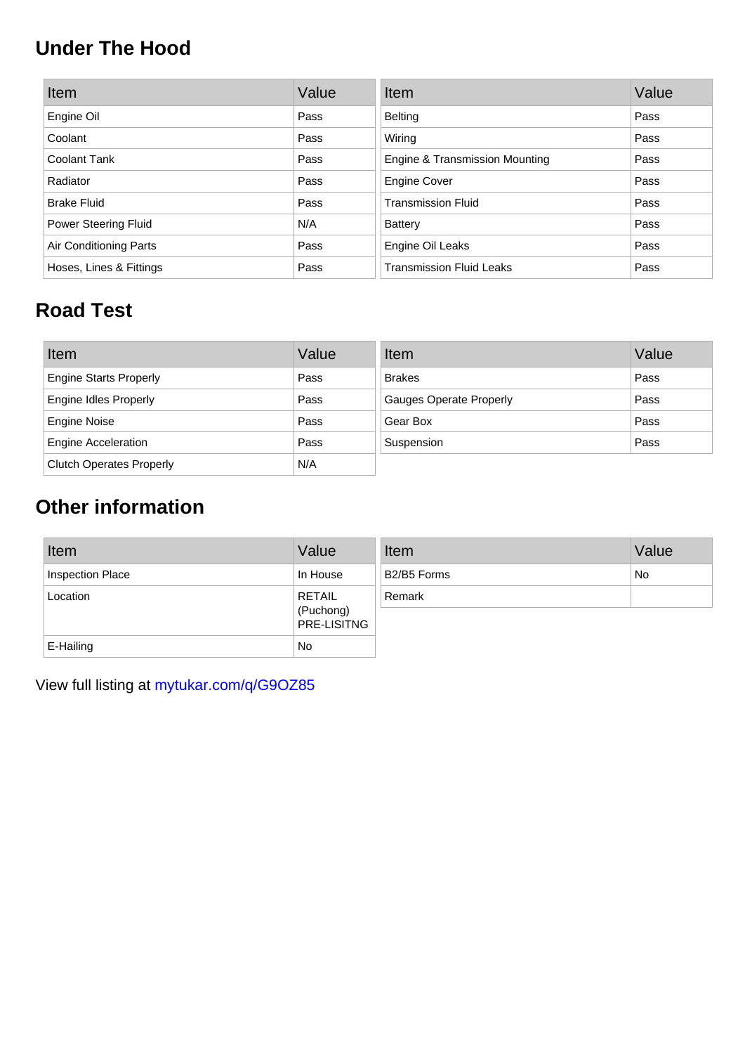## Under The Hood

| Item | Value |
| --- | --- |
| Engine Oil | Pass |
| Coolant | Pass |
| Coolant Tank | Pass |
| Radiator | Pass |
| Brake Fluid | Pass |
| Power Steering Fluid | N/A |
| Air Conditioning Parts | Pass |
| Hoses, Lines & Fittings | Pass |

| Item | Value |
| --- | --- |
| Belting | Pass |
| Wiring | Pass |
| Engine & Transmission Mounting | Pass |
| Engine Cover | Pass |
| Transmission Fluid | Pass |
| Battery | Pass |
| Engine Oil Leaks | Pass |
| Transmission Fluid Leaks | Pass |

## Road Test

| Item | Value |
| --- | --- |
| Engine Starts Properly | Pass |
| Engine Idles Properly | Pass |
| Engine Noise | Pass |
| Engine Acceleration | Pass |
| Clutch Operates Properly | N/A |

| Item | Value |
| --- | --- |
| Brakes | Pass |
| Gauges Operate Properly | Pass |
| Gear Box | Pass |
| Suspension | Pass |

## Other information

| Item | Value |
| --- | --- |
| Inspection Place | In House |
| Location | RETAIL (Puchong) PRE-LISITNG |
| E-Hailing | No |

| Item | Value |
| --- | --- |
| B2/B5 Forms | No |
| Remark | |

View full listing at mytukar.com/q/G9OZ85